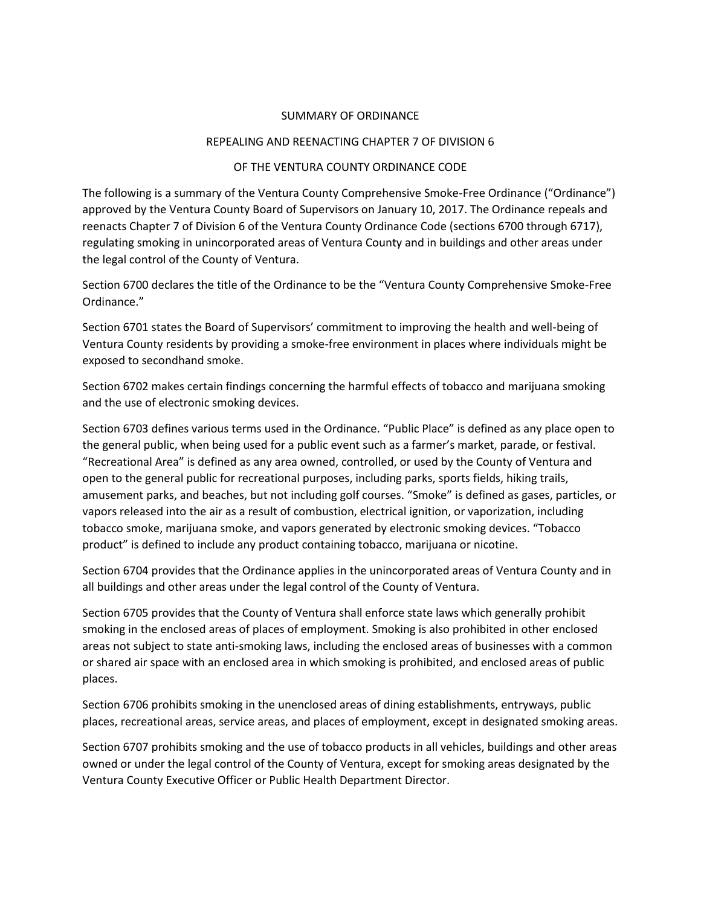# SUMMARY OF ORDINANCE

## REPEALING AND REENACTING CHAPTER 7 OF DIVISION 6

## OF THE VENTURA COUNTY ORDINANCE CODE

The following is a summary of the Ventura County Comprehensive Smoke-Free Ordinance ("Ordinance") approved by the Ventura County Board of Supervisors on January 10, 2017. The Ordinance repeals and reenacts Chapter 7 of Division 6 of the Ventura County Ordinance Code (sections 6700 through 6717), regulating smoking in unincorporated areas of Ventura County and in buildings and other areas under the legal control of the County of Ventura.

Section 6700 declares the title of the Ordinance to be the "Ventura County Comprehensive Smoke-Free Ordinance."

Section 6701 states the Board of Supervisors' commitment to improving the health and well-being of Ventura County residents by providing a smoke-free environment in places where individuals might be exposed to secondhand smoke.

Section 6702 makes certain findings concerning the harmful effects of tobacco and marijuana smoking and the use of electronic smoking devices.

Section 6703 defines various terms used in the Ordinance. "Public Place" is defined as any place open to the general public, when being used for a public event such as a farmer's market, parade, or festival. "Recreational Area" is defined as any area owned, controlled, or used by the County of Ventura and open to the general public for recreational purposes, including parks, sports fields, hiking trails, amusement parks, and beaches, but not including golf courses. "Smoke" is defined as gases, particles, or vapors released into the air as a result of combustion, electrical ignition, or vaporization, including tobacco smoke, marijuana smoke, and vapors generated by electronic smoking devices. "Tobacco product" is defined to include any product containing tobacco, marijuana or nicotine.

Section 6704 provides that the Ordinance applies in the unincorporated areas of Ventura County and in all buildings and other areas under the legal control of the County of Ventura.

Section 6705 provides that the County of Ventura shall enforce state laws which generally prohibit smoking in the enclosed areas of places of employment. Smoking is also prohibited in other enclosed areas not subject to state anti-smoking laws, including the enclosed areas of businesses with a common or shared air space with an enclosed area in which smoking is prohibited, and enclosed areas of public places.

Section 6706 prohibits smoking in the unenclosed areas of dining establishments, entryways, public places, recreational areas, service areas, and places of employment, except in designated smoking areas.

Section 6707 prohibits smoking and the use of tobacco products in all vehicles, buildings and other areas owned or under the legal control of the County of Ventura, except for smoking areas designated by the Ventura County Executive Officer or Public Health Department Director.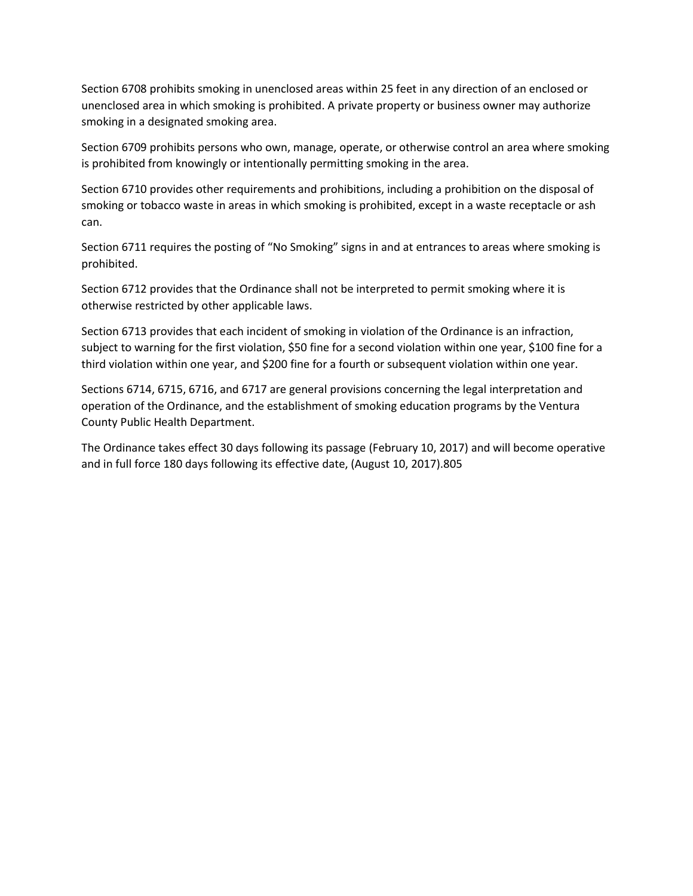Section 6708 prohibits smoking in unenclosed areas within 25 feet in any direction of an enclosed or unenclosed area in which smoking is prohibited. A private property or business owner may authorize smoking in a designated smoking area.

Section 6709 prohibits persons who own, manage, operate, or otherwise control an area where smoking is prohibited from knowingly or intentionally permitting smoking in the area.

Section 6710 provides other requirements and prohibitions, including a prohibition on the disposal of smoking or tobacco waste in areas in which smoking is prohibited, except in a waste receptacle or ash can.

Section 6711 requires the posting of "No Smoking" signs in and at entrances to areas where smoking is prohibited.

Section 6712 provides that the Ordinance shall not be interpreted to permit smoking where it is otherwise restricted by other applicable laws.

Section 6713 provides that each incident of smoking in violation of the Ordinance is an infraction, subject to warning for the first violation, $50 fine for a second violation within one year, $100 fine for a third violation within one year, and $200 fine for a fourth or subsequent violation within one year.

Sections 6714, 6715, 6716, and 6717 are general provisions concerning the legal interpretation and operation of the Ordinance, and the establishment of smoking education programs by the Ventura County Public Health Department.

The Ordinance takes effect 30 days following its passage (February 10, 2017) and will become operative and in full force 180 days following its effective date, (August 10, 2017).805